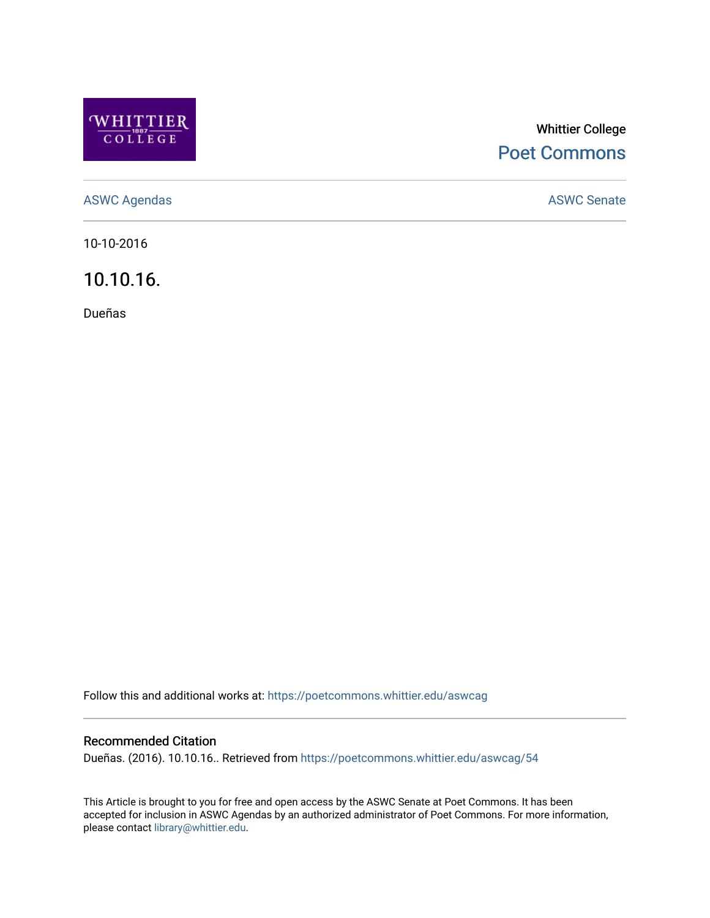Whittier College

Poet Commons

ASWC Agendas

ASWC Senate

10-10-2016

# 10.10.16.

Dueñas

Follow this and additional works at: https://poetcommons.whittier.edu/aswcag

## Recommended Citation

Dueñas. (2016). 10.10.16.. Retrieved from https://poetcommons.whittier.edu/aswcag/54

This Article is brought to you for free and open access by the ASWC Senate at Poet Commons. It has been accepted for inclusion in ASWC Agendas by an authorized administrator of Poet Commons. For more information, please contact library@whittier.edu.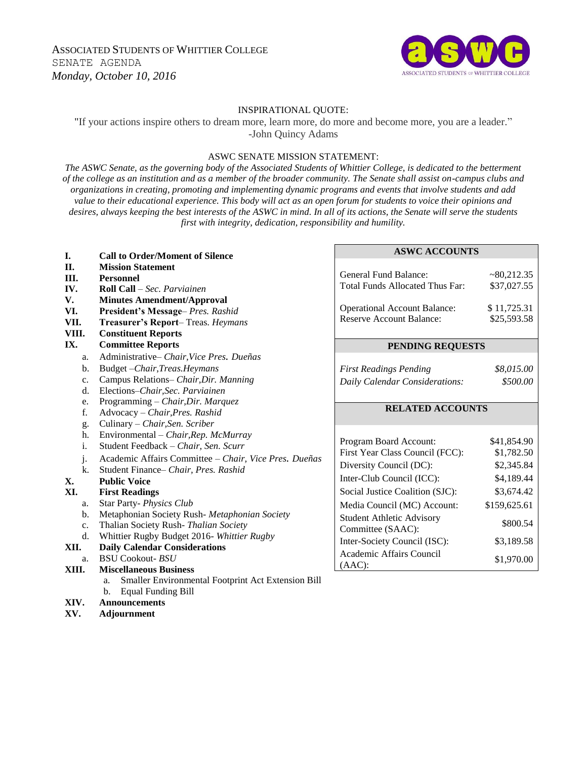ASSOCIATED STUDENTS OF WHITTIER COLLEGE
SENATE AGENDA
*Monday, October 10, 2016*

INSPIRATIONAL QUOTE:
"If your actions inspire others to dream more, learn more, do more and become more, you are a leader."
-John Quincy Adams

ASWC SENATE MISSION STATEMENT:
*The ASWC Senate, as the governing body of the Associated Students of Whittier College, is dedicated to the betterment of the college as an institution and as a member of the broader community. The Senate shall assist on-campus clubs and organizations in creating, promoting and implementing dynamic programs and events that involve students and add value to their educational experience. This body will act as an open forum for students to voice their opinions and desires, always keeping the best interests of the ASWC in mind. In all of its actions, the Senate will serve the students first with integrity, dedication, responsibility and humility.*

- **I. Call to Order/Moment of Silence**
- **II. Mission Statement**
- **III. Personnel**
- **IV. Roll Call** – *Sec. Parviainen*
- **V. Minutes Amendment/Approval**
- **VI. President's Message**– *Pres. Rashid*
- **VII. Treasurer's Report**– Treas. *Heymans*
- **VIII. Constituent Reports**
- **IX. Committee Reports**
  - a. Administrative– *Chair,Vice Pres. Dueñas*
  - b. Budget –*Chair,Treas.Heymans*
  - c. Campus Relations– *Chair,Dir. Manning*
  - d. Elections–*Chair,Sec. Parviainen*
  - e. Programming – *Chair,Dir. Marquez*
  - f. Advocacy – *Chair,Pres. Rashid*
  - g. Culinary – *Chair,Sen. Scriber*
  - h. Environmental – *Chair,Rep. McMurray*
  - i. Student Feedback – *Chair, Sen. Scurr*
  - j. Academic Affairs Committee – *Chair, Vice Pres. Dueñas*
  - k. Student Finance– *Chair, Pres. Rashid*
- **X. Public Voice**
- **XI. First Readings**
  - a. Star Party- *Physics Club*
  - b. Metaphonian Society Rush- *Metaphonian Society*
  - c. Thalian Society Rush- *Thalian Society*
  - d. Whittier Rugby Budget 2016- *Whittier Rugby*
- **XII. Daily Calendar Considerations**
  - a. BSU Cookout- *BSU*
- **XIII. Miscellaneous Business**
  - a. Smaller Environmental Footprint Act Extension Bill
  - b. Equal Funding Bill
- **XIV. Announcements**
- **XV. Adjournment**

| **ASWC ACCOUNTS** | |
|---|---|
| General Fund Balance: | ~80,212.35 |
| Total Funds Allocated Thus Far: | $37,027.55 |
| Operational Account Balance: | $ 11,725.31 |
| Reserve Account Balance: | $25,593.58 |
| **PENDING REQUESTS** | |
| *First Readings Pending* | *$8,015.00* |
| *Daily Calendar Considerations:* | *$500.00* |
| **RELATED ACCOUNTS** | |
| Program Board Account: | $41,854.90 |
| First Year Class Council (FCC): | $1,782.50 |
| Diversity Council (DC): | $2,345.84 |
| Inter-Club Council (ICC): | $4,189.44 |
| Social Justice Coalition (SJC): | $3,674.42 |
| Media Council (MC) Account: | $159,625.61 |
| Student Athletic Advisory Committee (SAAC): | $800.54 |
| Inter-Society Council (ISC): | $3,189.58 |
| Academic Affairs Council (AAC): | $1,970.00 |